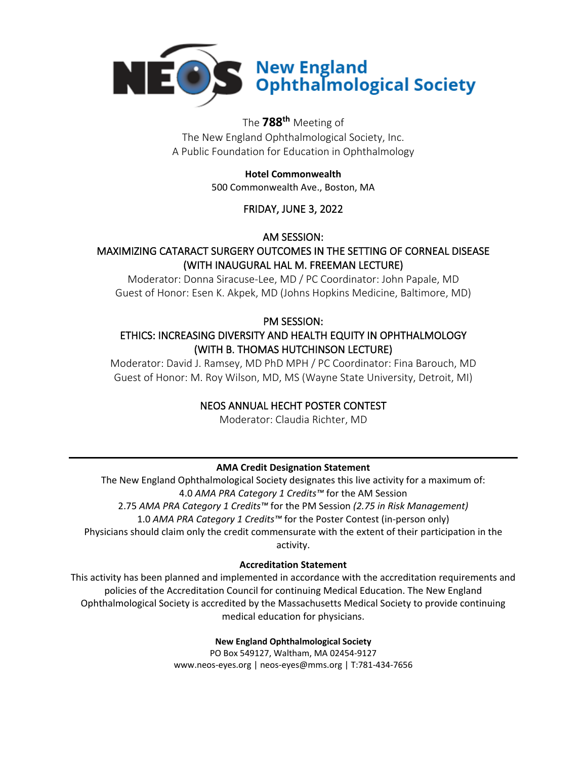# New England Ophthalmological Society

The **788th** Meeting of
The New England Ophthalmological Society, Inc.
A Public Foundation for Education in Ophthalmology

**Hotel Commonwealth**
500 Commonwealth Ave., Boston, MA

FRIDAY, JUNE 3, 2022

## AM SESSION:
## MAXIMIZING CATARACT SURGERY OUTCOMES IN THE SETTING OF CORNEAL DISEASE (WITH INAUGURAL HAL M. FREEMAN LECTURE)

Moderator: Donna Siracuse-Lee, MD / PC Coordinator: John Papale, MD
Guest of Honor: Esen K. Akpek, MD (Johns Hopkins Medicine, Baltimore, MD)

## PM SESSION:
## ETHICS: INCREASING DIVERSITY AND HEALTH EQUITY IN OPHTHALMOLOGY (WITH B. THOMAS HUTCHINSON LECTURE)

Moderator: David J. Ramsey, MD PhD MPH / PC Coordinator: Fina Barouch, MD
Guest of Honor: M. Roy Wilson, MD, MS (Wayne State University, Detroit, MI)

## NEOS ANNUAL HECHT POSTER CONTEST

Moderator: Claudia Richter, MD

---

**AMA Credit Designation Statement**

The New England Ophthalmological Society designates this live activity for a maximum of:
4.0 *AMA PRA Category 1 Credits™* for the AM Session
2.75 *AMA PRA Category 1 Credits™* for the PM Session *(2.75 in Risk Management)*
1.0 *AMA PRA Category 1 Credits™* for the Poster Contest (in-person only)
Physicians should claim only the credit commensurate with the extent of their participation in the activity.

**Accreditation Statement**

This activity has been planned and implemented in accordance with the accreditation requirements and policies of the Accreditation Council for continuing Medical Education. The New England Ophthalmological Society is accredited by the Massachusetts Medical Society to provide continuing medical education for physicians.

**New England Ophthalmological Society**
PO Box 549127, Waltham, MA 02454-9127
www.neos-eyes.org | neos-eyes@mms.org | T:781-434-7656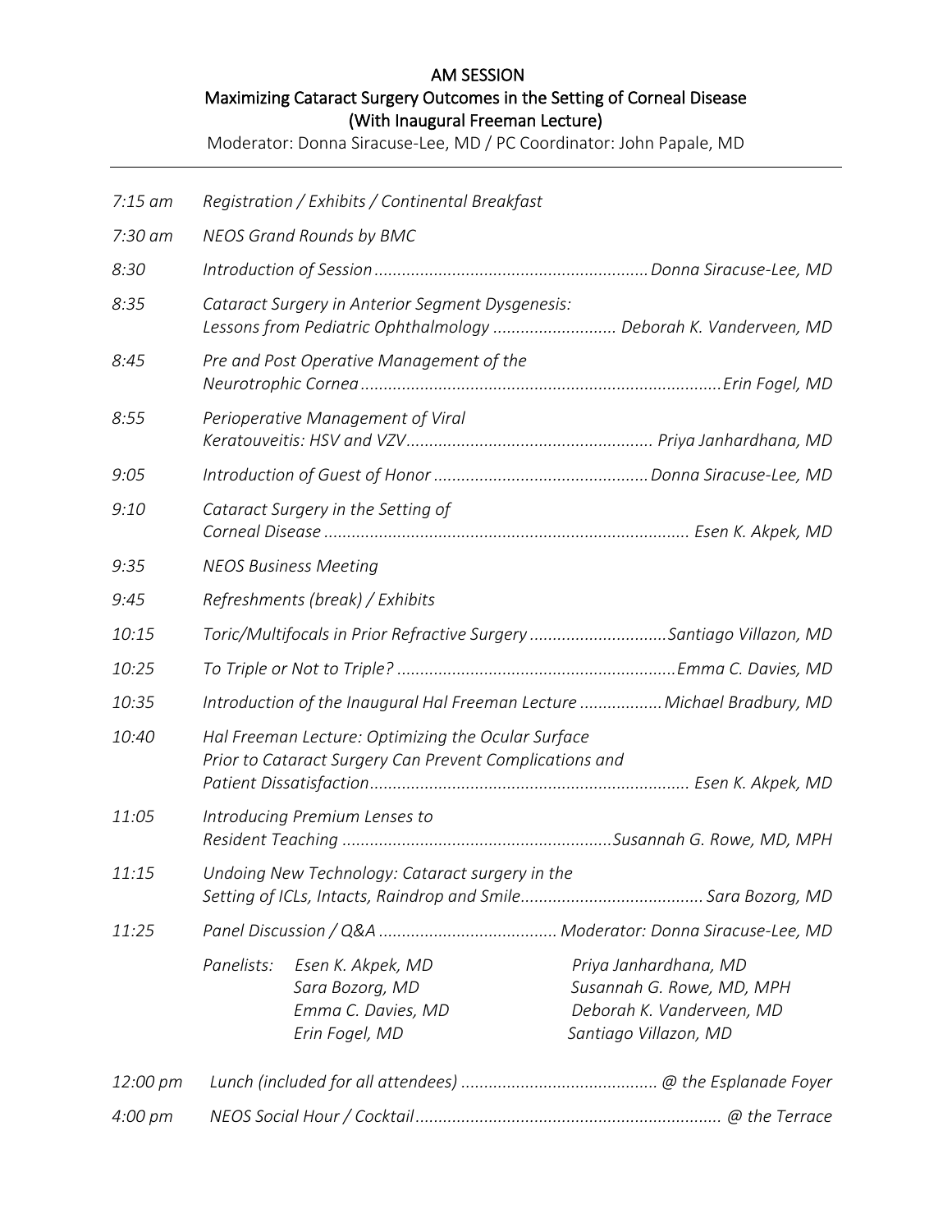## AM SESSION
## Maximizing Cataract Surgery Outcomes in the Setting of Corneal Disease
## (With Inaugural Freeman Lecture)

Moderator: Donna Siracuse-Lee, MD / PC Coordinator: John Papale, MD

---

| Time | Session | Speaker |
|---|---|---|
| *7:15 am* | *Registration / Exhibits / Continental Breakfast* | |
| *7:30 am* | *NEOS Grand Rounds by BMC* | |
| *8:30* | *Introduction of Session* | *Donna Siracuse-Lee, MD* |
| *8:35* | *Cataract Surgery in Anterior Segment Dysgenesis: Lessons from Pediatric Ophthalmology* | *Deborah K. Vanderveen, MD* |
| *8:45* | *Pre and Post Operative Management of the Neurotrophic Cornea* | *Erin Fogel, MD* |
| *8:55* | *Perioperative Management of Viral Keratouveitis: HSV and VZV* | *Priya Janhardhana, MD* |
| *9:05* | *Introduction of Guest of Honor* | *Donna Siracuse-Lee, MD* |
| *9:10* | *Cataract Surgery in the Setting of Corneal Disease* | *Esen K. Akpek, MD* |
| *9:35* | *NEOS Business Meeting* | |
| *9:45* | *Refreshments (break) / Exhibits* | |
| *10:15* | *Toric/Multifocals in Prior Refractive Surgery* | *Santiago Villazon, MD* |
| *10:25* | *To Triple or Not to Triple?* | *Emma C. Davies, MD* |
| *10:35* | *Introduction of the Inaugural Hal Freeman Lecture* | *Michael Bradbury, MD* |
| *10:40* | *Hal Freeman Lecture: Optimizing the Ocular Surface Prior to Cataract Surgery Can Prevent Complications and Patient Dissatisfaction* | *Esen K. Akpek, MD* |
| *11:05* | *Introducing Premium Lenses to Resident Teaching* | *Susannah G. Rowe, MD, MPH* |
| *11:15* | *Undoing New Technology: Cataract surgery in the Setting of ICLs, Intacts, Raindrop and Smile* | *Sara Bozorg, MD* |
| *11:25* | *Panel Discussion / Q&A* | *Moderator: Donna Siracuse-Lee, MD* |

*Panelists:*
- *Esen K. Akpek, MD*
- *Sara Bozorg, MD*
- *Emma C. Davies, MD*
- *Erin Fogel, MD*
- *Priya Janhardhana, MD*
- *Susannah G. Rowe, MD, MPH*
- *Deborah K. Vanderveen, MD*
- *Santiago Villazon, MD*

| Time | Event | Location |
|---|---|---|
| *12:00 pm* | *Lunch (included for all attendees)* | *@ the Esplanade Foyer* |
| *4:00 pm* | *NEOS Social Hour / Cocktail* | *@ the Terrace* |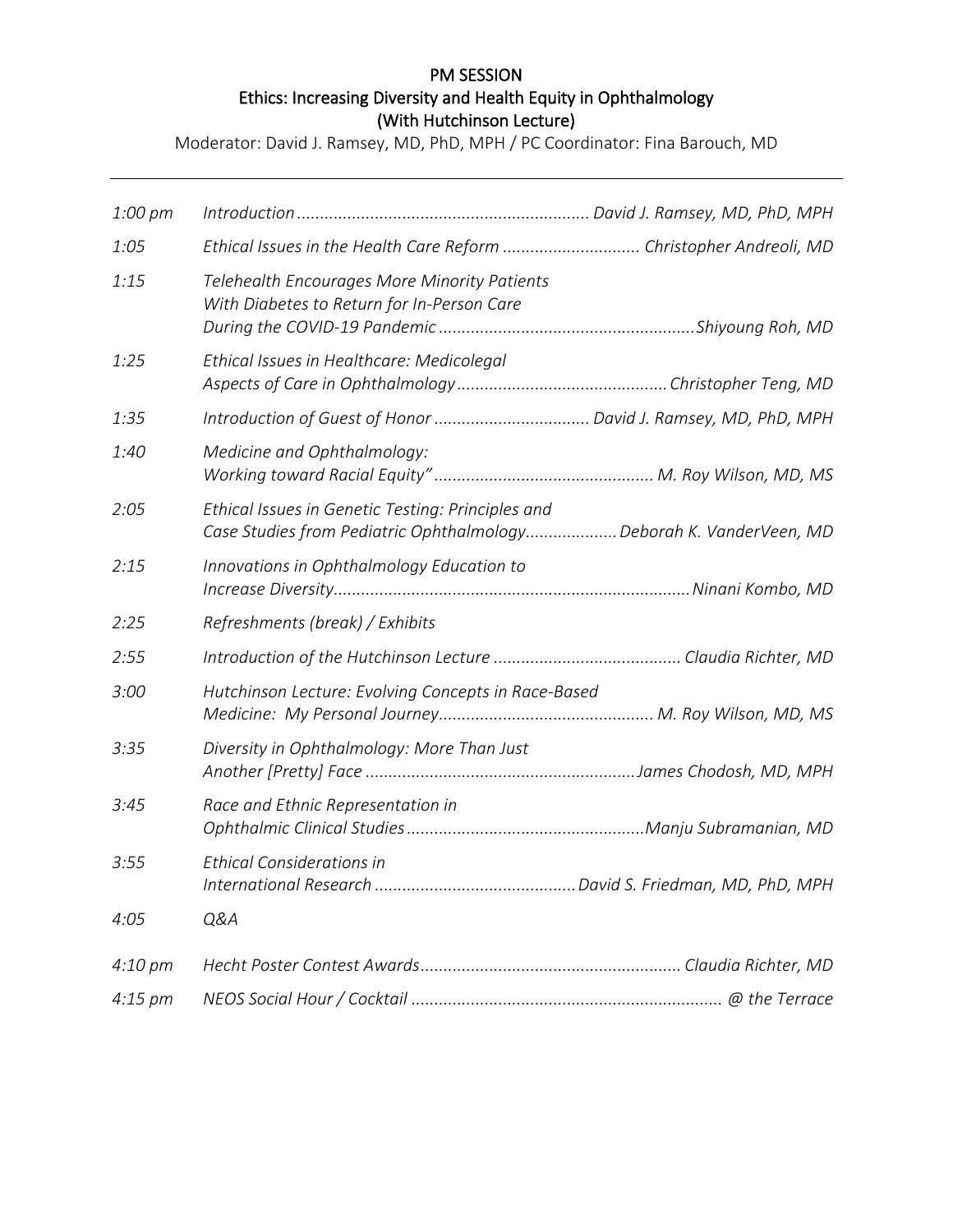# PM SESSION

## Ethics: Increasing Diversity and Health Equity in Ophthalmology (With Hutchinson Lecture)

Moderator: David J. Ramsey, MD, PhD, MPH / PC Coordinator: Fina Barouch, MD

---

| | | |
|---|---|---|
| *1:00 pm* | *Introduction* | *David J. Ramsey, MD, PhD, MPH* |
| *1:05* | *Ethical Issues in the Health Care Reform* | *Christopher Andreoli, MD* |
| *1:15* | *Telehealth Encourages More Minority Patients With Diabetes to Return for In-Person Care During the COVID-19 Pandemic* | *Shiyoung Roh, MD* |
| *1:25* | *Ethical Issues in Healthcare: Medicolegal Aspects of Care in Ophthalmology* | *Christopher Teng, MD* |
| *1:35* | *Introduction of Guest of Honor* | *David J. Ramsey, MD, PhD, MPH* |
| *1:40* | *Medicine and Ophthalmology: Working toward Racial Equity"* | *M. Roy Wilson, MD, MS* |
| *2:05* | *Ethical Issues in Genetic Testing: Principles and Case Studies from Pediatric Ophthalmology* | *Deborah K. VanderVeen, MD* |
| *2:15* | *Innovations in Ophthalmology Education to Increase Diversity* | *Ninani Kombo, MD* |
| *2:25* | *Refreshments (break) / Exhibits* | |
| *2:55* | *Introduction of the Hutchinson Lecture* | *Claudia Richter, MD* |
| *3:00* | *Hutchinson Lecture: Evolving Concepts in Race-Based Medicine: My Personal Journey* | *M. Roy Wilson, MD, MS* |
| *3:35* | *Diversity in Ophthalmology: More Than Just Another [Pretty] Face* | *James Chodosh, MD, MPH* |
| *3:45* | *Race and Ethnic Representation in Ophthalmic Clinical Studies* | *Manju Subramanian, MD* |
| *3:55* | *Ethical Considerations in International Research* | *David S. Friedman, MD, PhD, MPH* |
| *4:05* | *Q&A* | |
| *4:10 pm* | *Hecht Poster Contest Awards* | *Claudia Richter, MD* |
| *4:15 pm* | *NEOS Social Hour / Cocktail* | *@ the Terrace* |